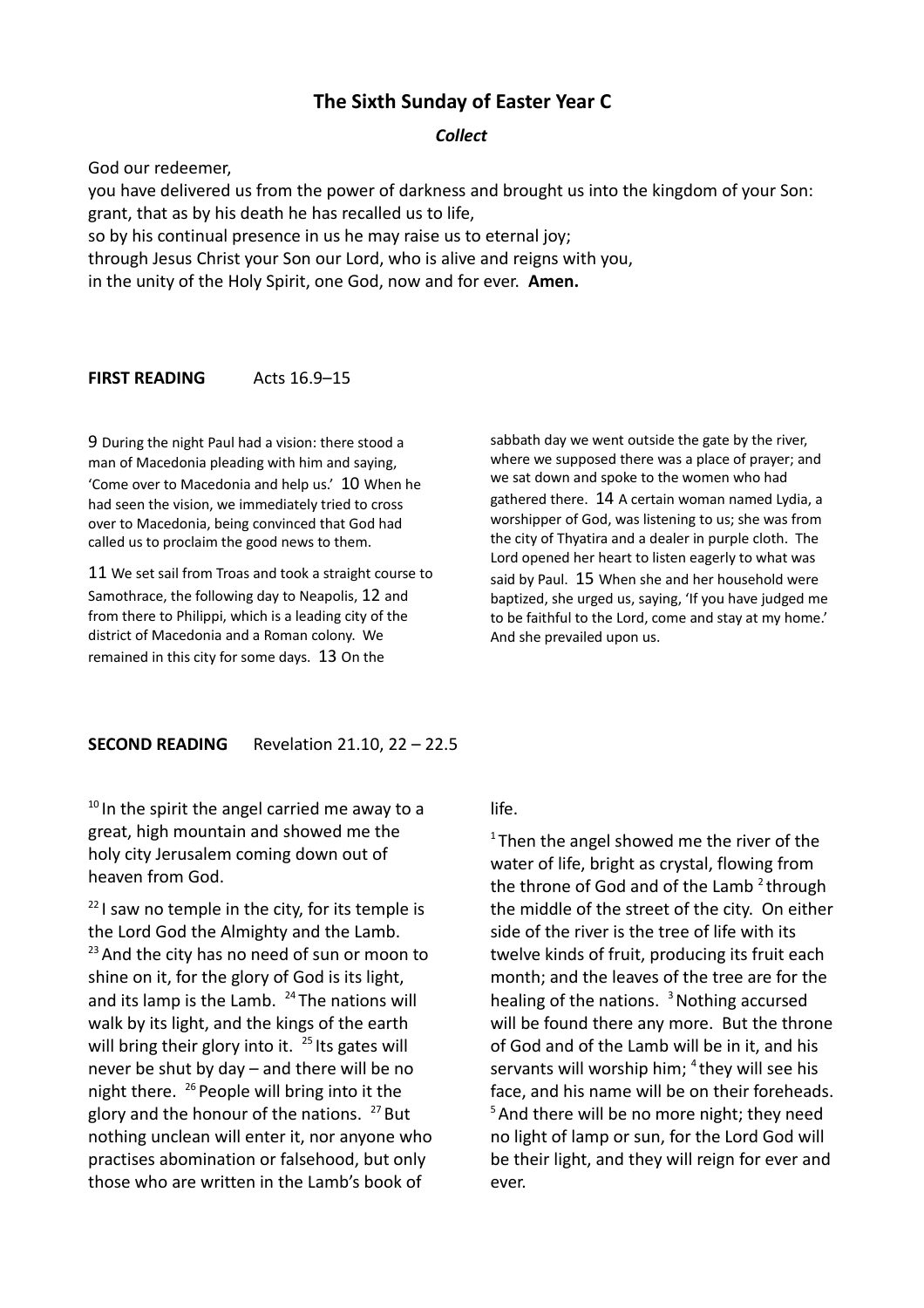# The Sixth Sunday of Easter Year C

***Collect***

God our redeemer,
you have delivered us from the power of darkness and brought us into the kingdom of your Son:
grant, that as by his death he has recalled us to life,
so by his continual presence in us he may raise us to eternal joy;
through Jesus Christ your Son our Lord, who is alive and reigns with you,
in the unity of the Holy Spirit, one God, now and for ever. **Amen.**

**FIRST READING** Acts 16.9–15

9 During the night Paul had a vision: there stood a man of Macedonia pleading with him and saying, 'Come over to Macedonia and help us.' 10 When he had seen the vision, we immediately tried to cross over to Macedonia, being convinced that God had called us to proclaim the good news to them.

11 We set sail from Troas and took a straight course to Samothrace, the following day to Neapolis, 12 and from there to Philippi, which is a leading city of the district of Macedonia and a Roman colony. We remained in this city for some days. 13 On the sabbath day we went outside the gate by the river, where we supposed there was a place of prayer; and we sat down and spoke to the women who had gathered there. 14 A certain woman named Lydia, a worshipper of God, was listening to us; she was from the city of Thyatira and a dealer in purple cloth. The Lord opened her heart to listen eagerly to what was said by Paul. 15 When she and her household were baptized, she urged us, saying, 'If you have judged me to be faithful to the Lord, come and stay at my home.' And she prevailed upon us.

**SECOND READING** Revelation 21.10, 22 – 22.5

10 In the spirit the angel carried me away to a great, high mountain and showed me the holy city Jerusalem coming down out of heaven from God.

22 I saw no temple in the city, for its temple is the Lord God the Almighty and the Lamb. 23 And the city has no need of sun or moon to shine on it, for the glory of God is its light, and its lamp is the Lamb. 24 The nations will walk by its light, and the kings of the earth will bring their glory into it. 25 Its gates will never be shut by day – and there will be no night there. 26 People will bring into it the glory and the honour of the nations. 27 But nothing unclean will enter it, nor anyone who practises abomination or falsehood, but only those who are written in the Lamb's book of life.

1 Then the angel showed me the river of the water of life, bright as crystal, flowing from the throne of God and of the Lamb 2 through the middle of the street of the city. On either side of the river is the tree of life with its twelve kinds of fruit, producing its fruit each month; and the leaves of the tree are for the healing of the nations. 3 Nothing accursed will be found there any more. But the throne of God and of the Lamb will be in it, and his servants will worship him; 4 they will see his face, and his name will be on their foreheads. 5 And there will be no more night; they need no light of lamp or sun, for the Lord God will be their light, and they will reign for ever and ever.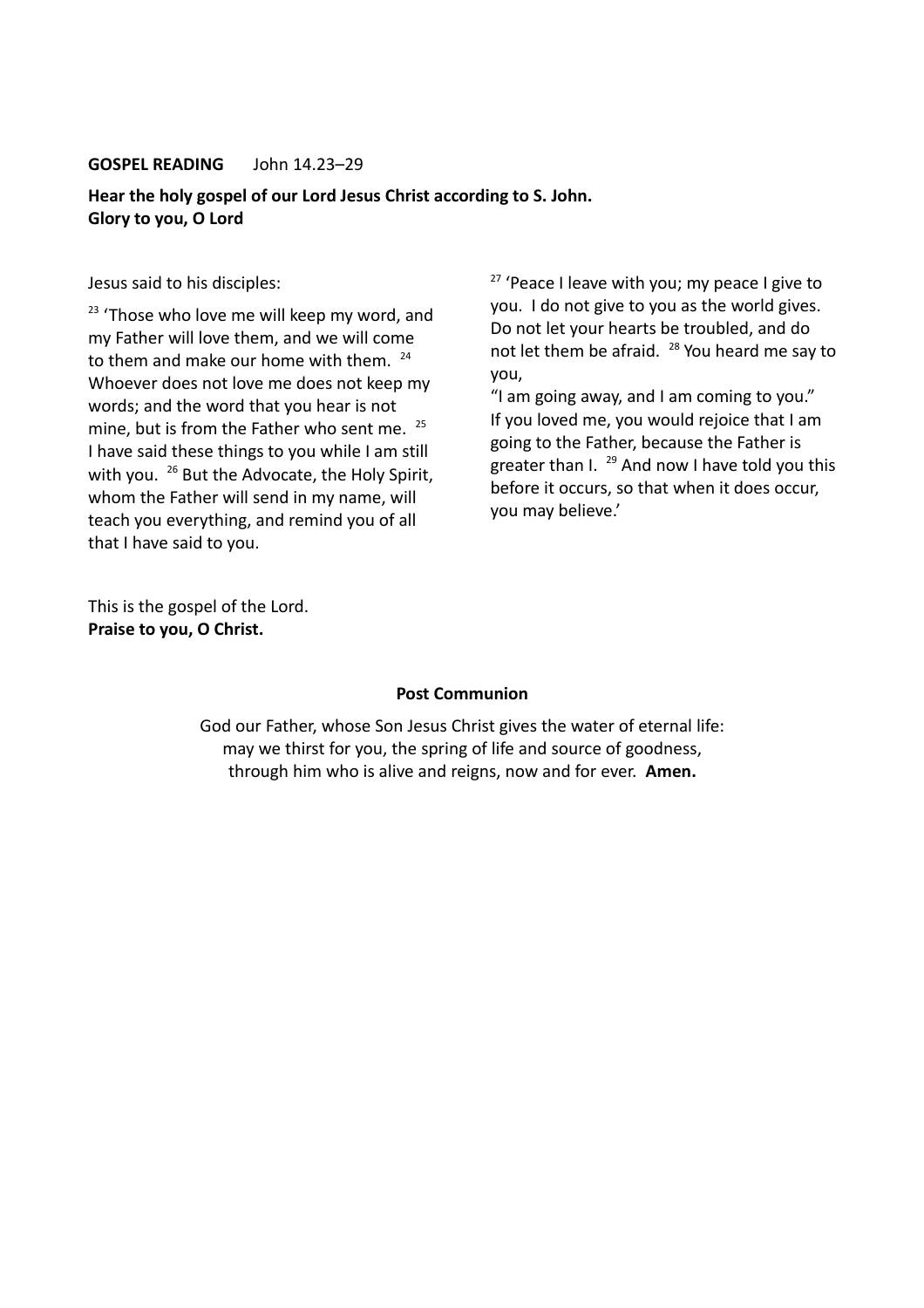**GOSPEL READING** John 14.23–29

**Hear the holy gospel of our Lord Jesus Christ according to S. John.**
**Glory to you, O Lord**

Jesus said to his disciples:

[23] 'Those who love me will keep my word, and my Father will love them, and we will come to them and make our home with them. [24] Whoever does not love me does not keep my words; and the word that you hear is not mine, but is from the Father who sent me. [25] I have said these things to you while I am still with you. [26] But the Advocate, the Holy Spirit, whom the Father will send in my name, will teach you everything, and remind you of all that I have said to you.

[27] 'Peace I leave with you; my peace I give to you. I do not give to you as the world gives. Do not let your hearts be troubled, and do not let them be afraid. [28] You heard me say to you,
"I am going away, and I am coming to you."
If you loved me, you would rejoice that I am going to the Father, because the Father is greater than I. [29] And now I have told you this before it occurs, so that when it does occur, you may believe.'

This is the gospel of the Lord.
**Praise to you, O Christ.**

**Post Communion**

God our Father, whose Son Jesus Christ gives the water of eternal life:
may we thirst for you, the spring of life and source of goodness,
through him who is alive and reigns, now and for ever. **Amen.**